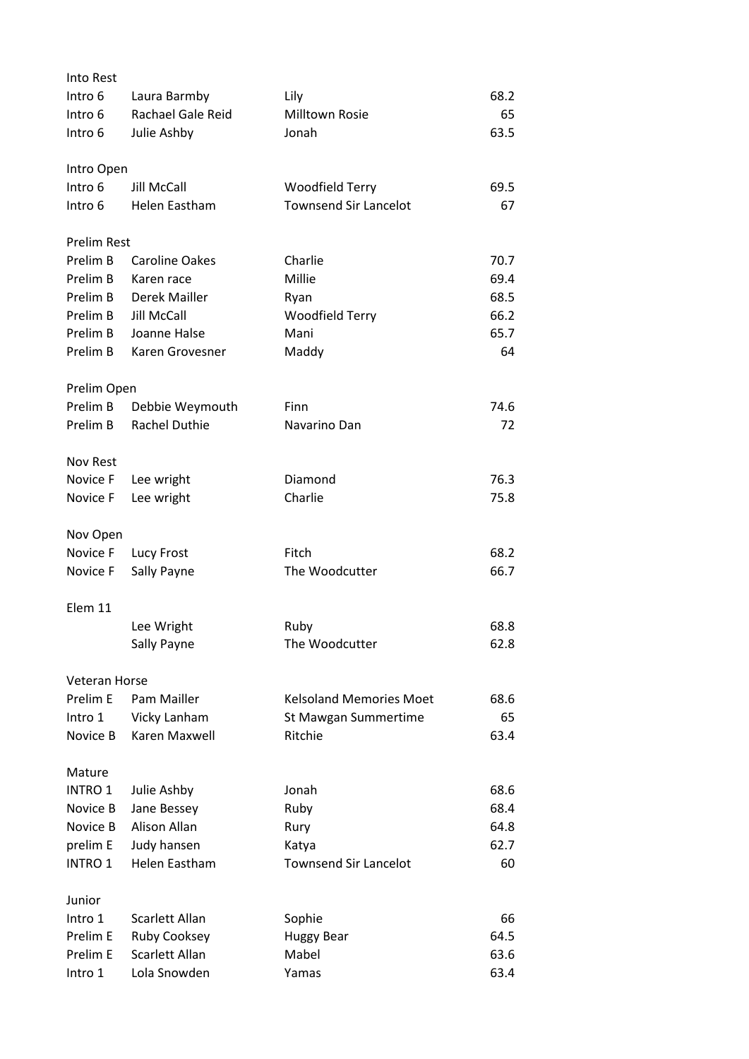### Into Rest

| | | | |
|---|---|---|---|
| Intro 6 | Laura Barmby | Lily | 68.2 |
| Intro 6 | Rachael Gale Reid | Milltown Rosie | 65 |
| Intro 6 | Julie Ashby | Jonah | 63.5 |

### Intro Open

| | | | |
|---|---|---|---|
| Intro 6 | Jill McCall | Woodfield Terry | 69.5 |
| Intro 6 | Helen Eastham | Townsend Sir Lancelot | 67 |

### Prelim Rest

| | | | |
|---|---|---|---|
| Prelim B | Caroline Oakes | Charlie | 70.7 |
| Prelim B | Karen race | Millie | 69.4 |
| Prelim B | Derek Mailler | Ryan | 68.5 |
| Prelim B | Jill McCall | Woodfield Terry | 66.2 |
| Prelim B | Joanne Halse | Mani | 65.7 |
| Prelim B | Karen Grovesner | Maddy | 64 |

### Prelim Open

| | | | |
|---|---|---|---|
| Prelim B | Debbie Weymouth | Finn | 74.6 |
| Prelim B | Rachel Duthie | Navarino Dan | 72 |

### Nov Rest

| | | | |
|---|---|---|---|
| Novice F | Lee wright | Diamond | 76.3 |
| Novice F | Lee wright | Charlie | 75.8 |

### Nov Open

| | | | |
|---|---|---|---|
| Novice F | Lucy Frost | Fitch | 68.2 |
| Novice F | Sally Payne | The Woodcutter | 66.7 |

### Elem 11

| | | | |
|---|---|---|---|
| | Lee Wright | Ruby | 68.8 |
| | Sally Payne | The Woodcutter | 62.8 |

### Veteran Horse

| | | | |
|---|---|---|---|
| Prelim E | Pam Mailler | Kelsoland Memories Moet | 68.6 |
| Intro 1 | Vicky Lanham | St Mawgan Summertime | 65 |
| Novice B | Karen Maxwell | Ritchie | 63.4 |

### Mature

| | | | |
|---|---|---|---|
| INTRO 1 | Julie Ashby | Jonah | 68.6 |
| Novice B | Jane Bessey | Ruby | 68.4 |
| Novice B | Alison Allan | Rury | 64.8 |
| prelim E | Judy hansen | Katya | 62.7 |
| INTRO 1 | Helen Eastham | Townsend Sir Lancelot | 60 |

### Junior

| | | | |
|---|---|---|---|
| Intro 1 | Scarlett Allan | Sophie | 66 |
| Prelim E | Ruby Cooksey | Huggy Bear | 64.5 |
| Prelim E | Scarlett Allan | Mabel | 63.6 |
| Intro 1 | Lola Snowden | Yamas | 63.4 |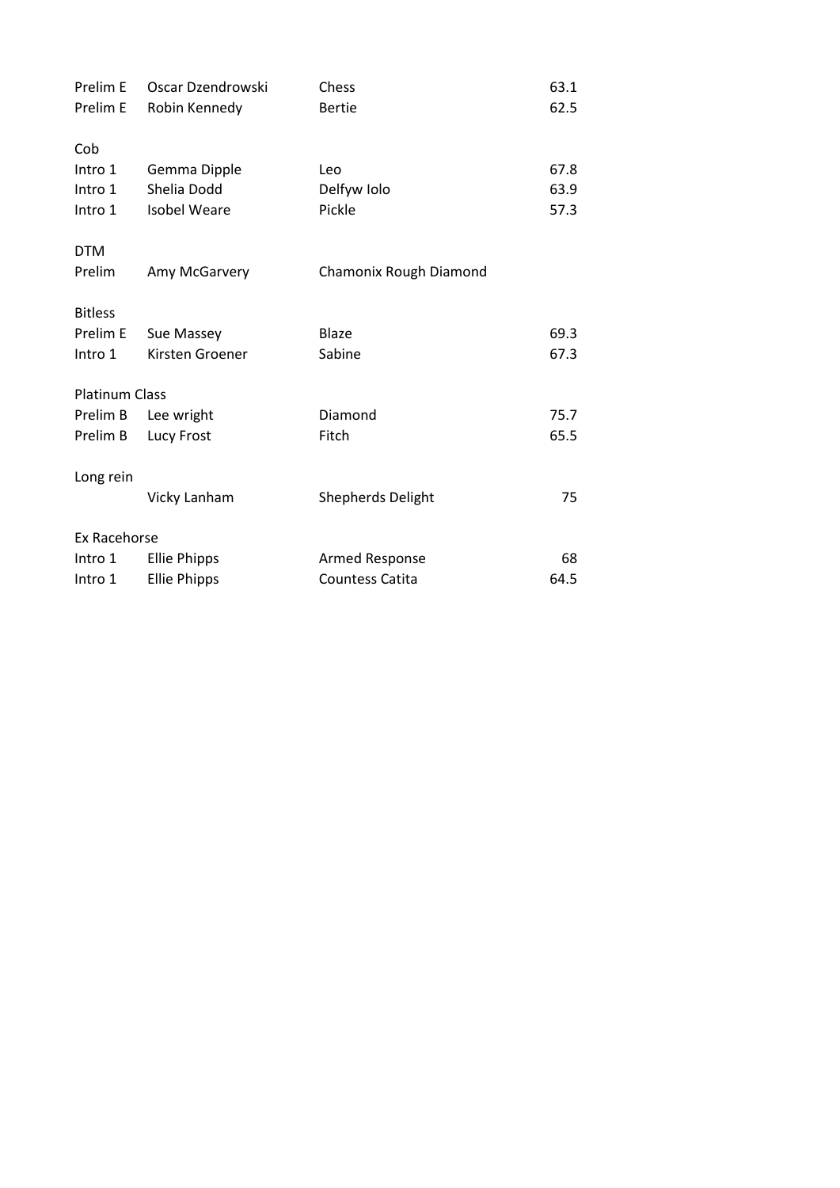| | | | |
|---|---|---|---|
| Prelim E | Oscar Dzendrowski | Chess | 63.1 |
| Prelim E | Robin Kennedy | Bertie | 62.5 |
| | | | |
| Cob | | | |
| Intro 1 | Gemma Dipple | Leo | 67.8 |
| Intro 1 | Shelia Dodd | Delfyw Iolo | 63.9 |
| Intro 1 | Isobel Weare | Pickle | 57.3 |
| | | | |
| DTM | | | |
| Prelim | Amy McGarvery | Chamonix Rough Diamond | |
| | | | |
| Bitless | | | |
| Prelim E | Sue Massey | Blaze | 69.3 |
| Intro 1 | Kirsten Groener | Sabine | 67.3 |
| | | | |
| Platinum Class | | | |
| Prelim B | Lee wright | Diamond | 75.7 |
| Prelim B | Lucy Frost | Fitch | 65.5 |
| | | | |
| Long rein | | | |
| | Vicky Lanham | Shepherds Delight | 75 |
| | | | |
| Ex Racehorse | | | |
| Intro 1 | Ellie Phipps | Armed Response | 68 |
| Intro 1 | Ellie Phipps | Countess Catita | 64.5 |